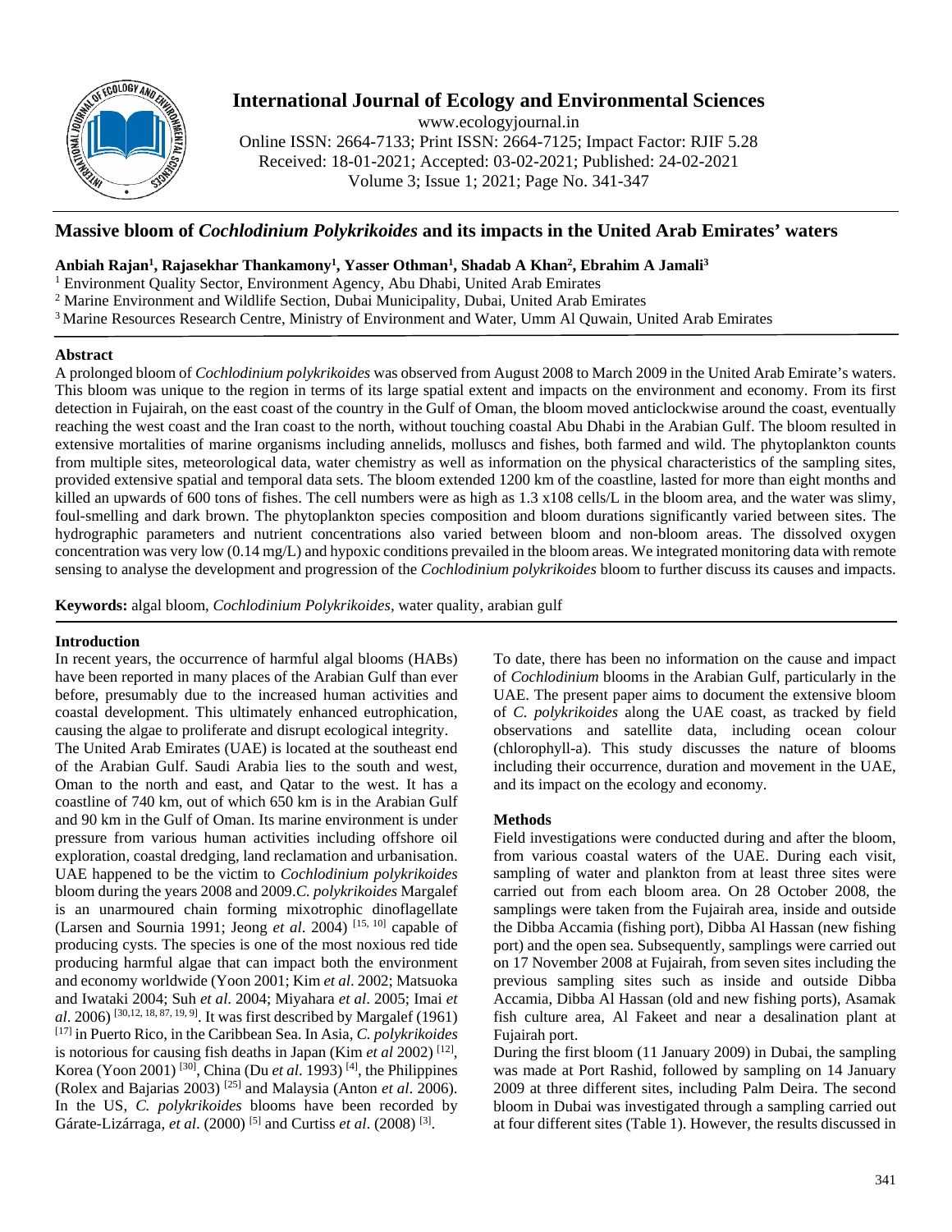# Massive bloom of *Cochlodinium Polykrikoides* and its impacts in the United Arab Emirates' waters

**Anbiah Rajan[1], Rajasekhar Thankamony[1], Yasser Othman[1], Shadab A Khan[2], Ebrahim A Jamali[3]**

[1] Environment Quality Sector, Environment Agency, Abu Dhabi, United Arab Emirates
[2] Marine Environment and Wildlife Section, Dubai Municipality, Dubai, United Arab Emirates
[3] Marine Resources Research Centre, Ministry of Environment and Water, Umm Al Quwain, United Arab Emirates

## Abstract

A prolonged bloom of *Cochlodinium polykrikoides* was observed from August 2008 to March 2009 in the United Arab Emirate's waters. This bloom was unique to the region in terms of its large spatial extent and impacts on the environment and economy. From its first detection in Fujairah, on the east coast of the country in the Gulf of Oman, the bloom moved anticlockwise around the coast, eventually reaching the west coast and the Iran coast to the north, without touching coastal Abu Dhabi in the Arabian Gulf. The bloom resulted in extensive mortalities of marine organisms including annelids, molluscs and fishes, both farmed and wild. The phytoplankton counts from multiple sites, meteorological data, water chemistry as well as information on the physical characteristics of the sampling sites, provided extensive spatial and temporal data sets. The bloom extended 1200 km of the coastline, lasted for more than eight months and killed an upwards of 600 tons of fishes. The cell numbers were as high as 1.3 x108 cells/L in the bloom area, and the water was slimy, foul-smelling and dark brown. The phytoplankton species composition and bloom durations significantly varied between sites. The hydrographic parameters and nutrient concentrations also varied between bloom and non-bloom areas. The dissolved oxygen concentration was very low (0.14 mg/L) and hypoxic conditions prevailed in the bloom areas. We integrated monitoring data with remote sensing to analyse the development and progression of the *Cochlodinium polykrikoides* bloom to further discuss its causes and impacts.

**Keywords:** algal bloom, *Cochlodinium Polykrikoides,* water quality, arabian gulf

## Introduction

In recent years, the occurrence of harmful algal blooms (HABs) have been reported in many places of the Arabian Gulf than ever before, presumably due to the increased human activities and coastal development. This ultimately enhanced eutrophication, causing the algae to proliferate and disrupt ecological integrity.

The United Arab Emirates (UAE) is located at the southeast end of the Arabian Gulf. Saudi Arabia lies to the south and west, Oman to the north and east, and Qatar to the west. It has a coastline of 740 km, out of which 650 km is in the Arabian Gulf and 90 km in the Gulf of Oman. Its marine environment is under pressure from various human activities including offshore oil exploration, coastal dredging, land reclamation and urbanisation. UAE happened to be the victim to *Cochlodinium polykrikoides* bloom during the years 2008 and 2009.*C. polykrikoides* Margalef is an unarmoured chain forming mixotrophic dinoflagellate (Larsen and Sournia 1991; Jeong *et al*. 2004) [15, 10] capable of producing cysts. The species is one of the most noxious red tide producing harmful algae that can impact both the environment and economy worldwide (Yoon 2001; Kim *et al*. 2002; Matsuoka and Iwataki 2004; Suh *et al*. 2004; Miyahara *et al*. 2005; Imai *et al*. 2006) [30,12, 18, 87, 19, 9]. It was first described by Margalef (1961) [17] in Puerto Rico, in the Caribbean Sea. In Asia, *C. polykrikoides* is notorious for causing fish deaths in Japan (Kim *et al* 2002) [12], Korea (Yoon 2001) [30], China (Du *et al*. 1993) [4], the Philippines (Rolex and Bajarias 2003) [25] and Malaysia (Anton *et al*. 2006). In the US, *C. polykrikoides* blooms have been recorded by Gárate-Lizárraga, *et al*. (2000) [5] and Curtiss *et al*. (2008) [3].

To date, there has been no information on the cause and impact of *Cochlodinium* blooms in the Arabian Gulf, particularly in the UAE. The present paper aims to document the extensive bloom of *C. polykrikoides* along the UAE coast, as tracked by field observations and satellite data, including ocean colour (chlorophyll-a). This study discusses the nature of blooms including their occurrence, duration and movement in the UAE, and its impact on the ecology and economy.

## Methods

Field investigations were conducted during and after the bloom, from various coastal waters of the UAE. During each visit, sampling of water and plankton from at least three sites were carried out from each bloom area. On 28 October 2008, the samplings were taken from the Fujairah area, inside and outside the Dibba Accamia (fishing port), Dibba Al Hassan (new fishing port) and the open sea. Subsequently, samplings were carried out on 17 November 2008 at Fujairah, from seven sites including the previous sampling sites such as inside and outside Dibba Accamia, Dibba Al Hassan (old and new fishing ports), Asamak fish culture area, Al Fakeet and near a desalination plant at Fujairah port.

During the first bloom (11 January 2009) in Dubai, the sampling was made at Port Rashid, followed by sampling on 14 January 2009 at three different sites, including Palm Deira. The second bloom in Dubai was investigated through a sampling carried out at four different sites (Table 1). However, the results discussed in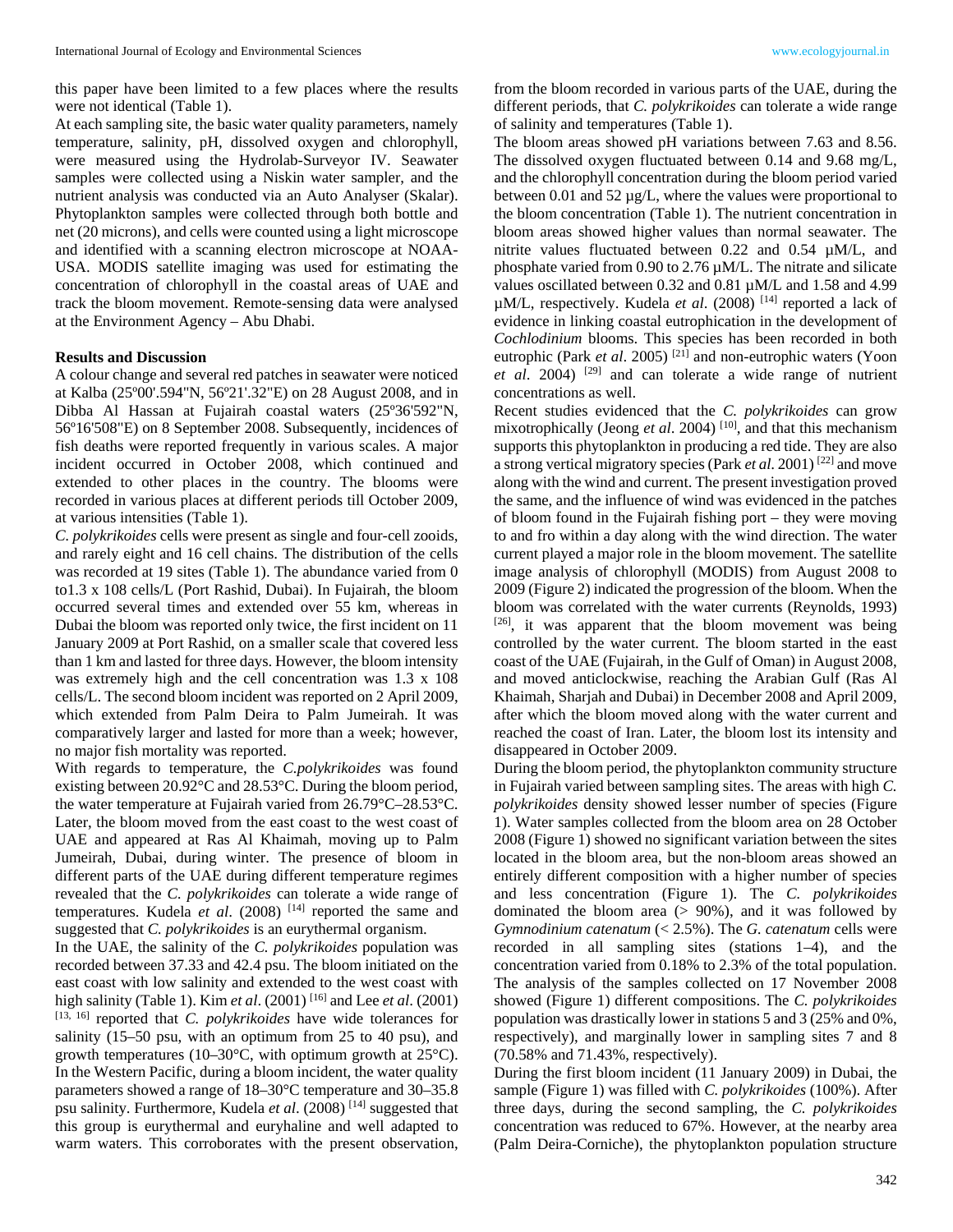this paper have been limited to a few places where the results were not identical (Table 1).

At each sampling site, the basic water quality parameters, namely temperature, salinity, pH, dissolved oxygen and chlorophyll, were measured using the Hydrolab-Surveyor IV. Seawater samples were collected using a Niskin water sampler, and the nutrient analysis was conducted via an Auto Analyser (Skalar). Phytoplankton samples were collected through both bottle and net (20 microns), and cells were counted using a light microscope and identified with a scanning electron microscope at NOAA-USA. MODIS satellite imaging was used for estimating the concentration of chlorophyll in the coastal areas of UAE and track the bloom movement. Remote-sensing data were analysed at the Environment Agency – Abu Dhabi.

## Results and Discussion

A colour change and several red patches in seawater were noticed at Kalba (25º00'.594"N, 56º21'.32"E) on 28 August 2008, and in Dibba Al Hassan at Fujairah coastal waters (25º36'592"N, 56º16'508"E) on 8 September 2008. Subsequently, incidences of fish deaths were reported frequently in various scales. A major incident occurred in October 2008, which continued and extended to other places in the country. The blooms were recorded in various places at different periods till October 2009, at various intensities (Table 1).

*C. polykrikoides* cells were present as single and four-cell zooids, and rarely eight and 16 cell chains. The distribution of the cells was recorded at 19 sites (Table 1). The abundance varied from 0 to1.3 x 108 cells/L (Port Rashid, Dubai). In Fujairah, the bloom occurred several times and extended over 55 km, whereas in Dubai the bloom was reported only twice, the first incident on 11 January 2009 at Port Rashid, on a smaller scale that covered less than 1 km and lasted for three days. However, the bloom intensity was extremely high and the cell concentration was 1.3 x 108 cells/L. The second bloom incident was reported on 2 April 2009, which extended from Palm Deira to Palm Jumeirah. It was comparatively larger and lasted for more than a week; however, no major fish mortality was reported.

With regards to temperature, the *C.polykrikoides* was found existing between 20.92°C and 28.53°C. During the bloom period, the water temperature at Fujairah varied from 26.79°C–28.53°C. Later, the bloom moved from the east coast to the west coast of UAE and appeared at Ras Al Khaimah, moving up to Palm Jumeirah, Dubai, during winter. The presence of bloom in different parts of the UAE during different temperature regimes revealed that the *C. polykrikoides* can tolerate a wide range of temperatures. Kudela *et al*. (2008) [14] reported the same and suggested that *C. polykrikoides* is an eurythermal organism.

In the UAE, the salinity of the *C. polykrikoides* population was recorded between 37.33 and 42.4 psu. The bloom initiated on the east coast with low salinity and extended to the west coast with high salinity (Table 1). Kim *et al*. (2001) [16] and Lee *et al*. (2001) [13, 16] reported that *C. polykrikoides* have wide tolerances for salinity (15–50 psu, with an optimum from 25 to 40 psu), and growth temperatures (10–30°C, with optimum growth at 25°C). In the Western Pacific, during a bloom incident, the water quality parameters showed a range of 18–30°C temperature and 30–35.8 psu salinity. Furthermore, Kudela *et al*. (2008) [14] suggested that this group is eurythermal and euryhaline and well adapted to warm waters. This corroborates with the present observation, from the bloom recorded in various parts of the UAE, during the different periods, that *C. polykrikoides* can tolerate a wide range of salinity and temperatures (Table 1).

The bloom areas showed pH variations between 7.63 and 8.56. The dissolved oxygen fluctuated between 0.14 and 9.68 mg/L, and the chlorophyll concentration during the bloom period varied between 0.01 and 52 µg/L, where the values were proportional to the bloom concentration (Table 1). The nutrient concentration in bloom areas showed higher values than normal seawater. The nitrite values fluctuated between 0.22 and 0.54 µM/L, and phosphate varied from 0.90 to 2.76 µM/L. The nitrate and silicate values oscillated between 0.32 and 0.81 µM/L and 1.58 and 4.99 µM/L, respectively. Kudela *et al*. (2008) [14] reported a lack of evidence in linking coastal eutrophication in the development of *Cochlodinium* blooms. This species has been recorded in both eutrophic (Park *et al*. 2005) [21] and non-eutrophic waters (Yoon *et al*. 2004) [29] and can tolerate a wide range of nutrient concentrations as well.

Recent studies evidenced that the *C. polykrikoides* can grow mixotrophically (Jeong *et al*. 2004) [10], and that this mechanism supports this phytoplankton in producing a red tide. They are also a strong vertical migratory species (Park *et al*. 2001) [22] and move along with the wind and current. The present investigation proved the same, and the influence of wind was evidenced in the patches of bloom found in the Fujairah fishing port – they were moving to and fro within a day along with the wind direction. The water current played a major role in the bloom movement. The satellite image analysis of chlorophyll (MODIS) from August 2008 to 2009 (Figure 2) indicated the progression of the bloom. When the bloom was correlated with the water currents (Reynolds, 1993) [26], it was apparent that the bloom movement was being controlled by the water current. The bloom started in the east coast of the UAE (Fujairah, in the Gulf of Oman) in August 2008, and moved anticlockwise, reaching the Arabian Gulf (Ras Al Khaimah, Sharjah and Dubai) in December 2008 and April 2009, after which the bloom moved along with the water current and reached the coast of Iran. Later, the bloom lost its intensity and disappeared in October 2009.

During the bloom period, the phytoplankton community structure in Fujairah varied between sampling sites. The areas with high *C. polykrikoides* density showed lesser number of species (Figure 1). Water samples collected from the bloom area on 28 October 2008 (Figure 1) showed no significant variation between the sites located in the bloom area, but the non-bloom areas showed an entirely different composition with a higher number of species and less concentration (Figure 1). The *C. polykrikoides* dominated the bloom area (> 90%), and it was followed by *Gymnodinium catenatum* (< 2.5%). The *G. catenatum* cells were recorded in all sampling sites (stations 1–4), and the concentration varied from 0.18% to 2.3% of the total population. The analysis of the samples collected on 17 November 2008 showed (Figure 1) different compositions. The *C. polykrikoides* population was drastically lower in stations 5 and 3 (25% and 0%, respectively), and marginally lower in sampling sites 7 and 8 (70.58% and 71.43%, respectively).

During the first bloom incident (11 January 2009) in Dubai, the sample (Figure 1) was filled with *C. polykrikoides* (100%). After three days, during the second sampling, the *C. polykrikoides* concentration was reduced to 67%. However, at the nearby area (Palm Deira-Corniche), the phytoplankton population structure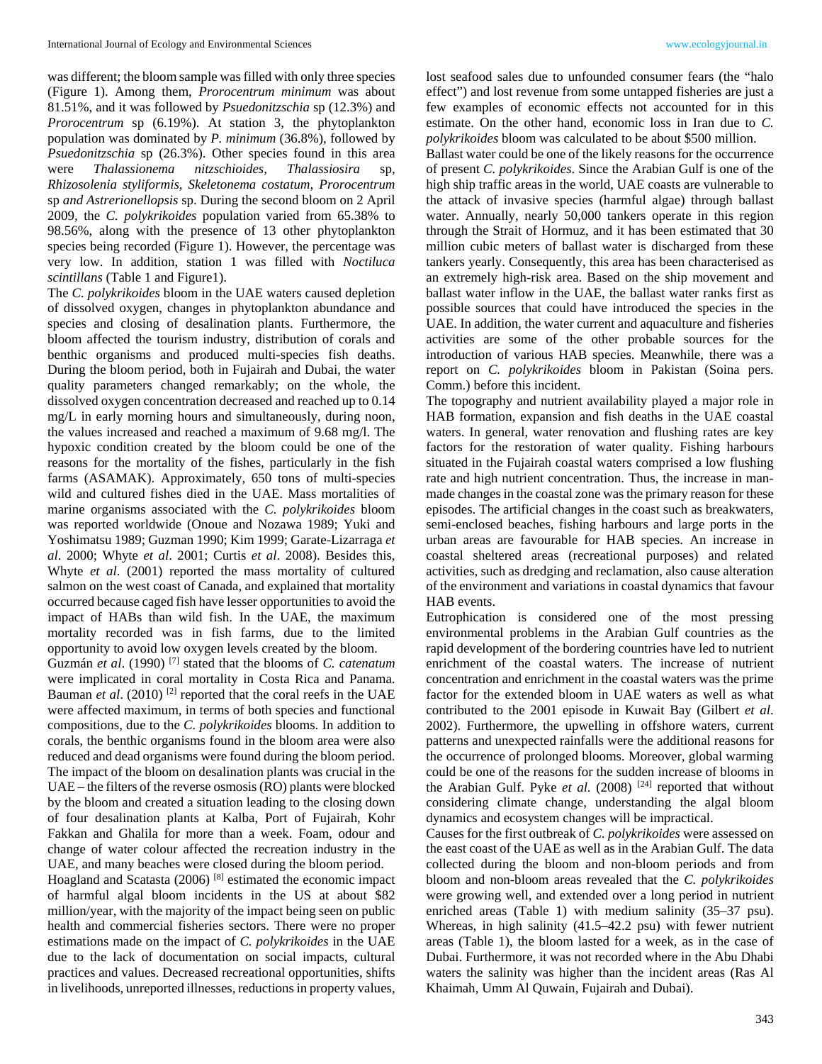was different; the bloom sample was filled with only three species (Figure 1). Among them, *Prorocentrum minimum* was about 81.51%, and it was followed by *Psuedonitzschia* sp (12.3%) and *Prorocentrum* sp (6.19%). At station 3, the phytoplankton population was dominated by *P. minimum* (36.8%), followed by *Psuedonitzschia* sp (26.3%). Other species found in this area were *Thalassionema nitzschioides, Thalassiosira* sp, *Rhizosolenia styliformis, Skeletonema costatum, Prorocentrum* sp *and Astrerionellopsis* sp. During the second bloom on 2 April 2009, the *C. polykrikoides* population varied from 65.38% to 98.56%, along with the presence of 13 other phytoplankton species being recorded (Figure 1). However, the percentage was very low. In addition, station 1 was filled with *Noctiluca scintillans* (Table 1 and Figure1).

The *C. polykrikoides* bloom in the UAE waters caused depletion of dissolved oxygen, changes in phytoplankton abundance and species and closing of desalination plants. Furthermore, the bloom affected the tourism industry, distribution of corals and benthic organisms and produced multi-species fish deaths. During the bloom period, both in Fujairah and Dubai, the water quality parameters changed remarkably; on the whole, the dissolved oxygen concentration decreased and reached up to 0.14 mg/L in early morning hours and simultaneously, during noon, the values increased and reached a maximum of 9.68 mg/l. The hypoxic condition created by the bloom could be one of the reasons for the mortality of the fishes, particularly in the fish farms (ASAMAK). Approximately, 650 tons of multi-species wild and cultured fishes died in the UAE. Mass mortalities of marine organisms associated with the *C. polykrikoides* bloom was reported worldwide (Onoue and Nozawa 1989; Yuki and Yoshimatsu 1989; Guzman 1990; Kim 1999; Garate-Lizarraga *et al*. 2000; Whyte *et al*. 2001; Curtis *et al*. 2008). Besides this, Whyte *et al*. (2001) reported the mass mortality of cultured salmon on the west coast of Canada, and explained that mortality occurred because caged fish have lesser opportunities to avoid the impact of HABs than wild fish. In the UAE, the maximum mortality recorded was in fish farms, due to the limited opportunity to avoid low oxygen levels created by the bloom.

Guzmán *et al*. (1990) [7] stated that the blooms of *C. catenatum* were implicated in coral mortality in Costa Rica and Panama. Bauman *et al*. (2010) [2] reported that the coral reefs in the UAE were affected maximum, in terms of both species and functional compositions, due to the *C. polykrikoides* blooms. In addition to corals, the benthic organisms found in the bloom area were also reduced and dead organisms were found during the bloom period. The impact of the bloom on desalination plants was crucial in the UAE – the filters of the reverse osmosis (RO) plants were blocked by the bloom and created a situation leading to the closing down of four desalination plants at Kalba, Port of Fujairah, Kohr Fakkan and Ghalila for more than a week. Foam, odour and change of water colour affected the recreation industry in the UAE, and many beaches were closed during the bloom period.

Hoagland and Scatasta (2006) [8] estimated the economic impact of harmful algal bloom incidents in the US at about $82 million/year, with the majority of the impact being seen on public health and commercial fisheries sectors. There were no proper estimations made on the impact of *C. polykrikoides* in the UAE due to the lack of documentation on social impacts, cultural practices and values. Decreased recreational opportunities, shifts in livelihoods, unreported illnesses, reductions in property values, lost seafood sales due to unfounded consumer fears (the "halo effect") and lost revenue from some untapped fisheries are just a few examples of economic effects not accounted for in this estimate. On the other hand, economic loss in Iran due to *C. polykrikoides* bloom was calculated to be about $500 million.

Ballast water could be one of the likely reasons for the occurrence of present *C. polykrikoides*. Since the Arabian Gulf is one of the high ship traffic areas in the world, UAE coasts are vulnerable to the attack of invasive species (harmful algae) through ballast water. Annually, nearly 50,000 tankers operate in this region through the Strait of Hormuz, and it has been estimated that 30 million cubic meters of ballast water is discharged from these tankers yearly. Consequently, this area has been characterised as an extremely high-risk area. Based on the ship movement and ballast water inflow in the UAE, the ballast water ranks first as possible sources that could have introduced the species in the UAE. In addition, the water current and aquaculture and fisheries activities are some of the other probable sources for the introduction of various HAB species. Meanwhile, there was a report on *C. polykrikoides* bloom in Pakistan (Soina pers. Comm.) before this incident.

The topography and nutrient availability played a major role in HAB formation, expansion and fish deaths in the UAE coastal waters. In general, water renovation and flushing rates are key factors for the restoration of water quality. Fishing harbours situated in the Fujairah coastal waters comprised a low flushing rate and high nutrient concentration. Thus, the increase in man-made changes in the coastal zone was the primary reason for these episodes. The artificial changes in the coast such as breakwaters, semi-enclosed beaches, fishing harbours and large ports in the urban areas are favourable for HAB species. An increase in coastal sheltered areas (recreational purposes) and related activities, such as dredging and reclamation, also cause alteration of the environment and variations in coastal dynamics that favour HAB events.

Eutrophication is considered one of the most pressing environmental problems in the Arabian Gulf countries as the rapid development of the bordering countries have led to nutrient enrichment of the coastal waters. The increase of nutrient concentration and enrichment in the coastal waters was the prime factor for the extended bloom in UAE waters as well as what contributed to the 2001 episode in Kuwait Bay (Gilbert *et al*. 2002). Furthermore, the upwelling in offshore waters, current patterns and unexpected rainfalls were the additional reasons for the occurrence of prolonged blooms. Moreover, global warming could be one of the reasons for the sudden increase of blooms in the Arabian Gulf. Pyke *et al.* (2008) [24] reported that without considering climate change, understanding the algal bloom dynamics and ecosystem changes will be impractical.

Causes for the first outbreak of *C. polykrikoides* were assessed on the east coast of the UAE as well as in the Arabian Gulf. The data collected during the bloom and non-bloom periods and from bloom and non-bloom areas revealed that the *C. polykrikoides* were growing well, and extended over a long period in nutrient enriched areas (Table 1) with medium salinity (35–37 psu). Whereas, in high salinity (41.5–42.2 psu) with fewer nutrient areas (Table 1), the bloom lasted for a week, as in the case of Dubai. Furthermore, it was not recorded where in the Abu Dhabi waters the salinity was higher than the incident areas (Ras Al Khaimah, Umm Al Quwain, Fujairah and Dubai).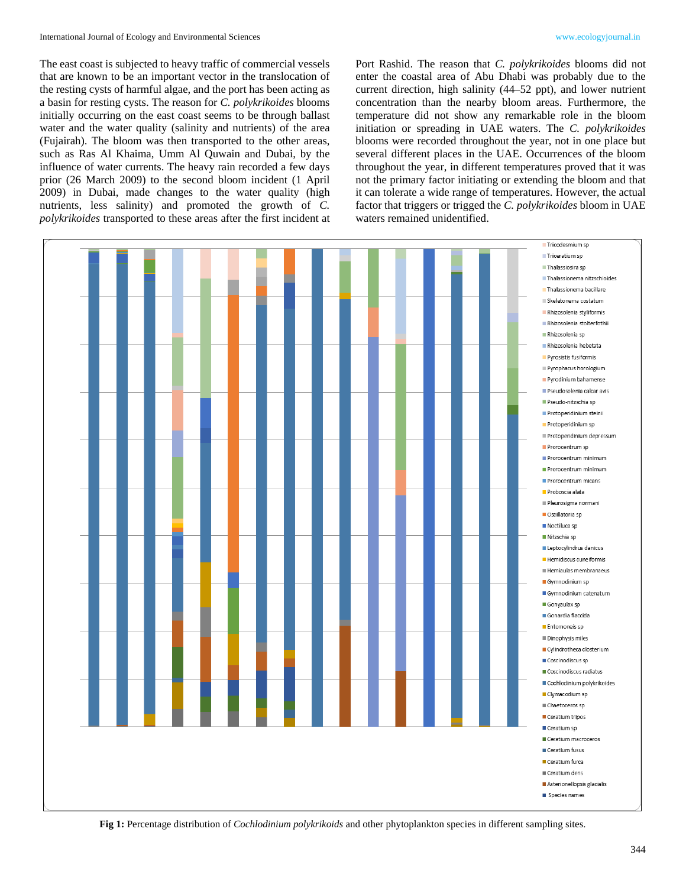The east coast is subjected to heavy traffic of commercial vessels that are known to be an important vector in the translocation of the resting cysts of harmful algae, and the port has been acting as a basin for resting cysts. The reason for *C. polykrikoides* blooms initially occurring on the east coast seems to be through ballast water and the water quality (salinity and nutrients) of the area (Fujairah). The bloom was then transported to the other areas, such as Ras Al Khaima, Umm Al Quwain and Dubai, by the influence of water currents. The heavy rain recorded a few days prior (26 March 2009) to the second bloom incident (1 April 2009) in Dubai, made changes to the water quality (high nutrients, less salinity) and promoted the growth of *C. polykrikoides* transported to these areas after the first incident at Port Rashid. The reason that *C. polykrikoides* blooms did not enter the coastal area of Abu Dhabi was probably due to the current direction, high salinity (44–52 ppt), and lower nutrient concentration than the nearby bloom areas. Furthermore, the temperature did not show any remarkable role in the bloom initiation or spreading in UAE waters. The *C. polykrikoides* blooms were recorded throughout the year, not in one place but several different places in the UAE. Occurrences of the bloom throughout the year, in different temperatures proved that it was not the primary factor initiating or extending the bloom and that it can tolerate a wide range of temperatures. However, the actual factor that triggers or trigged the *C. polykrikoides* bloom in UAE waters remained unidentified.

**Fig 1:** Percentage distribution of *Cochlodinium polykrikoids* and other phytoplankton species in different sampling sites.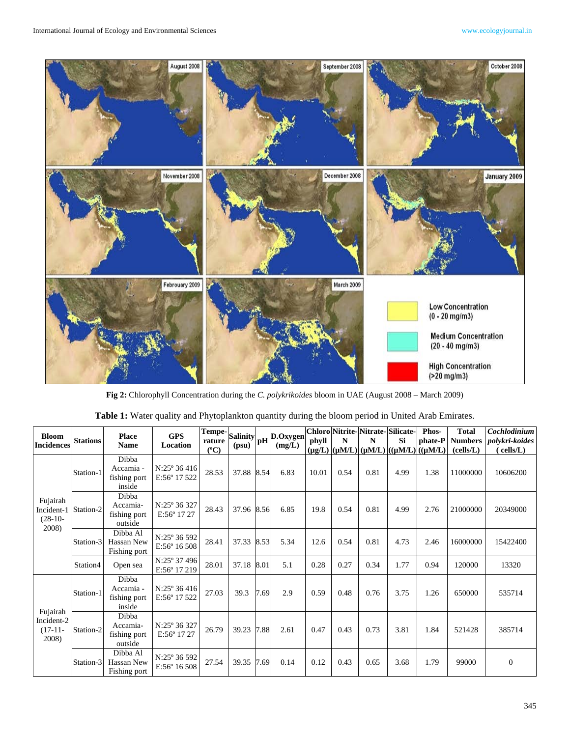**Fig 2:** Chlorophyll Concentration during the *C. polykrikoides* bloom in UAE (August 2008 – March 2009)

**Table 1:** Water quality and Phytoplankton quantity during the bloom period in United Arab Emirates.

| Bloom Incidences | Stations | Place Name | GPS Location | Temperature (°C) | Salinity (psu) | pH | D.Oxygen (mg/L) | Chlorophyll (µg/L) | Nitrite-N (µM/L) | Nitrate-N (µM/L) | Silicate-Si ((µM/L) | Phosphate-P ((µM/L) | Total Numbers (cells/L) | *Cochlodinium polykri-koides* ( cells/L) |
|---|---|---|---|---|---|---|---|---|---|---|---|---|---|---|
| Fujairah Incident-1 (28-10-2008) | Station-1 | Dibba Accamia - fishing port inside | N:25° 36 416 E:56° 17 522 | 28.53 | 37.88 | 8.54 | 6.83 | 10.01 | 0.54 | 0.81 | 4.99 | 1.38 | 11000000 | 10606200 |
| | Station-2 | Dibba Accamia- fishing port outside | N:25° 36 327 E:56° 17 27 | 28.43 | 37.96 | 8.56 | 6.85 | 19.8 | 0.54 | 0.81 | 4.99 | 2.76 | 21000000 | 20349000 |
| | Station-3 | Dibba Al Hassan New Fishing port | N:25° 36 592 E:56° 16 508 | 28.41 | 37.33 | 8.53 | 5.34 | 12.6 | 0.54 | 0.81 | 4.73 | 2.46 | 16000000 | 15422400 |
| | Station4 | Open sea | N:25° 37 496 E:56° 17 219 | 28.01 | 37.18 | 8.01 | 5.1 | 0.28 | 0.27 | 0.34 | 1.77 | 0.94 | 120000 | 13320 |
| Fujairah Incident-2 (17-11-2008) | Station-1 | Dibba Accamia - fishing port inside | N:25° 36 416 E:56° 17 522 | 27.03 | 39.3 | 7.69 | 2.9 | 0.59 | 0.48 | 0.76 | 3.75 | 1.26 | 650000 | 535714 |
| | Station-2 | Dibba Accamia- fishing port outside | N:25° 36 327 E:56° 17 27 | 26.79 | 39.23 | 7.88 | 2.61 | 0.47 | 0.43 | 0.73 | 3.81 | 1.84 | 521428 | 385714 |
| | Station-3 | Dibba Al Hassan New Fishing port | N:25° 36 592 E:56° 16 508 | 27.54 | 39.35 | 7.69 | 0.14 | 0.12 | 0.43 | 0.65 | 3.68 | 1.79 | 99000 | 0 |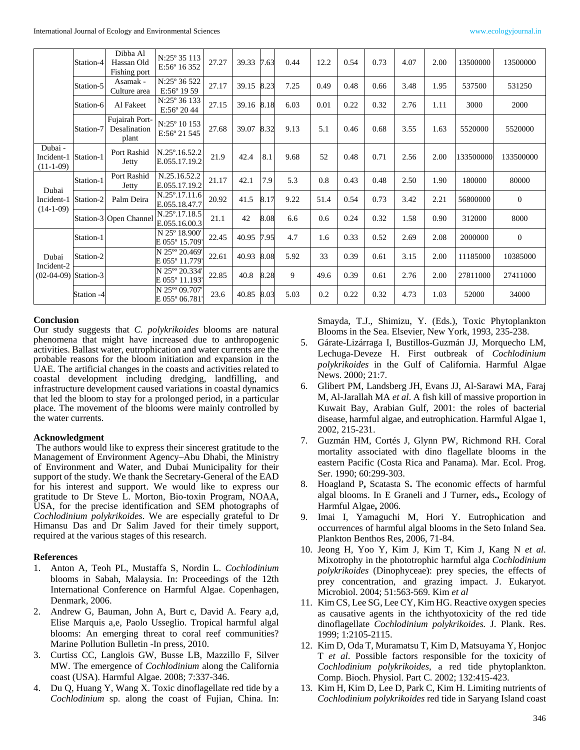|  |  |  |  |  |  |  |  |  |  |  |  |  |  |  |
|---|---|---|---|---|---|---|---|---|---|---|---|---|---|---|
|  | Station-4 | Dibba Al Hassan Old Fishing port | N:25º 35 113 E:56º 16 352 | 27.27 | 39.33 | 7.63 | 0.44 | 12.2 | 0.54 | 0.73 | 4.07 | 2.00 | 13500000 | 13500000 |
|  | Station-5 | Asamak - Culture area | N:25º 36 522 E:56º 19 59 | 27.17 | 39.15 | 8.23 | 7.25 | 0.49 | 0.48 | 0.66 | 3.48 | 1.95 | 537500 | 531250 |
|  | Station-6 | Al Fakeet | N:25º 36 133 E:56º 20 44 | 27.15 | 39.16 | 8.18 | 6.03 | 0.01 | 0.22 | 0.32 | 2.76 | 1.11 | 3000 | 2000 |
|  | Station-7 | Fujairah Port-Desalination plant | N:25º 10 153 E:56º 21 545 | 27.68 | 39.07 | 8.32 | 9.13 | 5.1 | 0.46 | 0.68 | 3.55 | 1.63 | 5520000 | 5520000 |
| Dubai - Incident-1 (11-1-09) | Station-1 | Port Rashid Jetty | N.25º.16.52.2 E.055.17.19.2 | 21.9 | 42.4 | 8.1 | 9.68 | 52 | 0.48 | 0.71 | 2.56 | 2.00 | 133500000 | 133500000 |
| Dubai Incident-1 (14-1-09) | Station-1 | Port Rashid Jetty | N.25.16.52.2 E.055.17.19.2 | 21.17 | 42.1 | 7.9 | 5.3 | 0.8 | 0.43 | 0.48 | 2.50 | 1.90 | 180000 | 80000 |
|  | Station-2 | Palm Deira | N.25º.17.11.6 E.055.18.47.7 | 20.92 | 41.5 | 8.17 | 9.22 | 51.4 | 0.54 | 0.73 | 3.42 | 2.21 | 56800000 | 0 |
|  | Station-3 | Open Channel | N.25º.17.18.5 E.055.16.00.3 | 21.1 | 42 | 8.08 | 6.6 | 0.6 | 0.24 | 0.32 | 1.58 | 0.90 | 312000 | 8000 |
| Dubai Incident-2 (02-04-09) | Station-1 |  | N 25º 18.900' E 055º 15.709' | 22.45 | 40.95 | 7.95 | 4.7 | 1.6 | 0.33 | 0.52 | 2.69 | 2.08 | 2000000 | 0 |
|  | Station-2 |  | N 25ºº 20.469' E 055º 11.779' | 22.61 | 40.93 | 8.08 | 5.92 | 33 | 0.39 | 0.61 | 3.15 | 2.00 | 11185000 | 10385000 |
|  | Station-3 |  | N 25ºº 20.334' E 055º 11.193' | 22.85 | 40.8 | 8.28 | 9 | 49.6 | 0.39 | 0.61 | 2.76 | 2.00 | 27811000 | 27411000 |
|  | Station -4 |  | N 25ºº 09.707' E 055º 06.781' | 23.6 | 40.85 | 8.03 | 5.03 | 0.2 | 0.22 | 0.32 | 4.73 | 1.03 | 52000 | 34000 |

**Conclusion**

Our study suggests that *C. polykrikoides* blooms are natural phenomena that might have increased due to anthropogenic activities. Ballast water, eutrophication and water currents are the probable reasons for the bloom initiation and expansion in the UAE. The artificial changes in the coasts and activities related to coastal development including dredging, landfilling, and infrastructure development caused variations in coastal dynamics that led the bloom to stay for a prolonged period, in a particular place. The movement of the blooms were mainly controlled by the water currents.

**Acknowledgment**

The authors would like to express their sincerest gratitude to the Management of Environment Agency–Abu Dhabi, the Ministry of Environment and Water, and Dubai Municipality for their support of the study. We thank the Secretary-General of the EAD for his interest and support. We would like to express our gratitude to Dr Steve L. Morton, Bio-toxin Program, NOAA, USA, for the precise identification and SEM photographs of *Cochlodinium polykrikoides*. We are especially grateful to Dr Himansu Das and Dr Salim Javed for their timely support, required at the various stages of this research.

**References**

1. Anton A, Teoh PL, Mustaffa S, Nordin L. *Cochlodinium* blooms in Sabah, Malaysia. In: Proceedings of the 12th International Conference on Harmful Algae. Copenhagen, Denmark, 2006.
2. Andrew G, Bauman, John A, Burt c, David A. Feary a,d, Elise Marquis a,e, Paolo Usseglio. Tropical harmful algal blooms: An emerging threat to coral reef communities? Marine Pollution Bulletin -In press, 2010.
3. Curtiss CC, Langlois GW, Busse LB, Mazzillo F, Silver MW. The emergence of *Cochlodinium* along the California coast (USA). Harmful Algae. 2008; 7:337-346.
4. Du Q, Huang Y, Wang X. Toxic dinoflagellate red tide by a *Cochlodinium* sp. along the coast of Fujian, China. In: Smayda, T.J., Shimizu, Y. (Eds.), Toxic Phytoplankton Blooms in the Sea. Elsevier, New York, 1993, 235-238.
5. Gárate-Lizárraga I, Bustillos-Guzmán JJ, Morquecho LM, Lechuga-Deveze H. First outbreak of *Cochlodinium polykrikoides* in the Gulf of California. Harmful Algae News. 2000; 21:7.
6. Glibert PM, Landsberg JH, Evans JJ, Al-Sarawi MA, Faraj M, Al-Jarallah MA *et al*. A fish kill of massive proportion in Kuwait Bay, Arabian Gulf, 2001: the roles of bacterial disease, harmful algae, and eutrophication. Harmful Algae 1, 2002, 215-231.
7. Guzmán HM, Cortés J, Glynn PW, Richmond RH. Coral mortality associated with dino flagellate blooms in the eastern Pacific (Costa Rica and Panama). Mar. Ecol. Prog. Ser. 1990; 60:299-303.
8. Hoagland P**,** Scatasta S**.** The economic effects of harmful algal blooms. In E Graneli and J Turner**,** eds**.,** Ecology of Harmful Algae**,** 2006.
9. Imai I, Yamaguchi M, Hori Y. Eutrophication and occurrences of harmful algal blooms in the Seto Inland Sea. Plankton Benthos Res, 2006, 71-84.
10. Jeong H, Yoo Y, Kim J, Kim T, Kim J, Kang N *et al*. Mixotrophy in the phototrophic harmful alga *Cochlodinium polykrikoides* (Dinophyceae): prey species, the effects of prey concentration, and grazing impact. J. Eukaryot. Microbiol. 2004; 51:563-569. Kim *et al*
11. Kim CS, Lee SG, Lee CY, Kim HG. Reactive oxygen species as causative agents in the ichthyotoxicity of the red tide dinoflagellate *Cochlodinium polykrikoides.* J. Plank. Res. 1999; 1:2105-2115.
12. Kim D, Oda T, Muramatsu T, Kim D, Matsuyama Y, Honjoc T *et al*. Possible factors responsible for the toxicity of *Cochlodinium polykrikoides*, a red tide phytoplankton. Comp. Bioch. Physiol. Part C. 2002; 132:415-423.
13. Kim H, Kim D, Lee D, Park C, Kim H. Limiting nutrients of *Cochlodinium polykrikoides* red tide in Saryang Island coast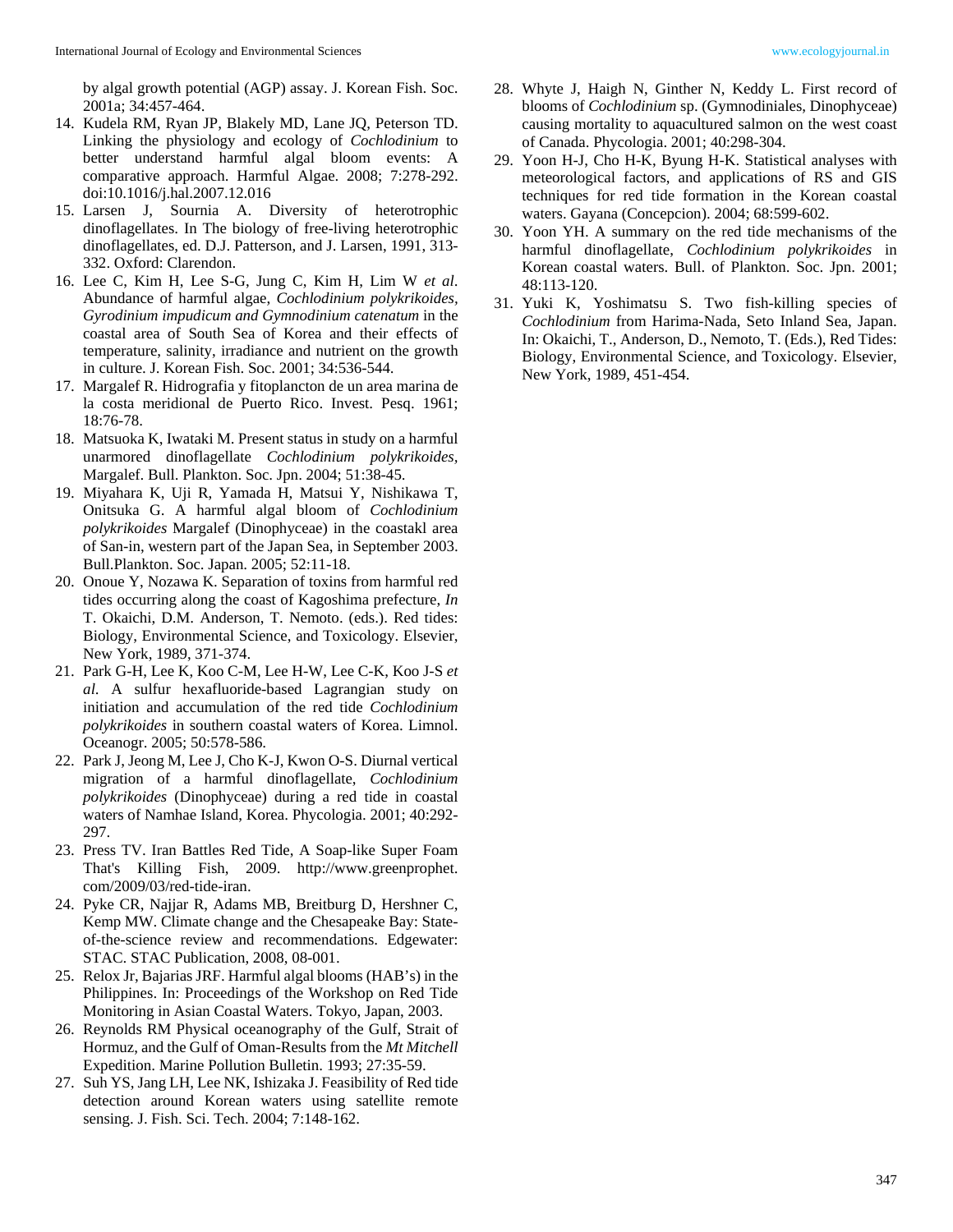by algal growth potential (AGP) assay. J. Korean Fish. Soc. 2001a; 34:457-464.

14. Kudela RM, Ryan JP, Blakely MD, Lane JQ, Peterson TD. Linking the physiology and ecology of *Cochlodinium* to better understand harmful algal bloom events: A comparative approach. Harmful Algae. 2008; 7:278-292. doi:10.1016/j.hal.2007.12.016
15. Larsen J, Sournia A. Diversity of heterotrophic dinoflagellates. In The biology of free-living heterotrophic dinoflagellates, ed. D.J. Patterson, and J. Larsen, 1991, 313-332. Oxford: Clarendon.
16. Lee C, Kim H, Lee S-G, Jung C, Kim H, Lim W *et al*. Abundance of harmful algae, *Cochlodinium polykrikoides, Gyrodinium impudicum and Gymnodinium catenatum* in the coastal area of South Sea of Korea and their effects of temperature, salinity, irradiance and nutrient on the growth in culture. J. Korean Fish. Soc. 2001; 34:536-544.
17. Margalef R. Hidrografia y fitoplancton de un area marina de la costa meridional de Puerto Rico. Invest. Pesq. 1961; 18:76-78.
18. Matsuoka K, Iwataki M. Present status in study on a harmful unarmored dinoflagellate *Cochlodinium polykrikoides*, Margalef. Bull. Plankton. Soc. Jpn. 2004; 51:38-45.
19. Miyahara K, Uji R, Yamada H, Matsui Y, Nishikawa T, Onitsuka G. A harmful algal bloom of *Cochlodinium polykrikoides* Margalef (Dinophyceae) in the coastakl area of San-in, western part of the Japan Sea, in September 2003. Bull.Plankton. Soc. Japan. 2005; 52:11-18.
20. Onoue Y, Nozawa K. Separation of toxins from harmful red tides occurring along the coast of Kagoshima prefecture, *In* T. Okaichi, D.M. Anderson, T. Nemoto. (eds.). Red tides: Biology, Environmental Science, and Toxicology. Elsevier, New York, 1989, 371-374.
21. Park G-H, Lee K, Koo C-M, Lee H-W, Lee C-K, Koo J-S *et al*. A sulfur hexafluoride-based Lagrangian study on initiation and accumulation of the red tide *Cochlodinium polykrikoides* in southern coastal waters of Korea. Limnol. Oceanogr. 2005; 50:578-586.
22. Park J, Jeong M, Lee J, Cho K-J, Kwon O-S. Diurnal vertical migration of a harmful dinoflagellate, *Cochlodinium polykrikoides* (Dinophyceae) during a red tide in coastal waters of Namhae Island, Korea. Phycologia. 2001; 40:292-297.
23. Press TV. Iran Battles Red Tide, A Soap-like Super Foam That's Killing Fish, 2009. http://www.greenprophet.com/2009/03/red-tide-iran.
24. Pyke CR, Najjar R, Adams MB, Breitburg D, Hershner C, Kemp MW. Climate change and the Chesapeake Bay: State-of-the-science review and recommendations. Edgewater: STAC. STAC Publication, 2008, 08-001.
25. Relox Jr, Bajarias JRF. Harmful algal blooms (HAB's) in the Philippines. In: Proceedings of the Workshop on Red Tide Monitoring in Asian Coastal Waters. Tokyo, Japan, 2003.
26. Reynolds RM Physical oceanography of the Gulf, Strait of Hormuz, and the Gulf of Oman-Results from the *Mt Mitchell* Expedition. Marine Pollution Bulletin. 1993; 27:35-59.
27. Suh YS, Jang LH, Lee NK, Ishizaka J. Feasibility of Red tide detection around Korean waters using satellite remote sensing. J. Fish. Sci. Tech. 2004; 7:148-162.
28. Whyte J, Haigh N, Ginther N, Keddy L. First record of blooms of *Cochlodinium* sp. (Gymnodiniales, Dinophyceae) causing mortality to aquacultured salmon on the west coast of Canada. Phycologia. 2001; 40:298-304.
29. Yoon H-J, Cho H-K, Byung H-K. Statistical analyses with meteorological factors, and applications of RS and GIS techniques for red tide formation in the Korean coastal waters. Gayana (Concepcion). 2004; 68:599-602.
30. Yoon YH. A summary on the red tide mechanisms of the harmful dinoflagellate, *Cochlodinium polykrikoides* in Korean coastal waters. Bull. of Plankton. Soc. Jpn. 2001; 48:113-120.
31. Yuki K, Yoshimatsu S. Two fish-killing species of *Cochlodinium* from Harima-Nada, Seto Inland Sea, Japan. In: Okaichi, T., Anderson, D., Nemoto, T. (Eds.), Red Tides: Biology, Environmental Science, and Toxicology. Elsevier, New York, 1989, 451-454.